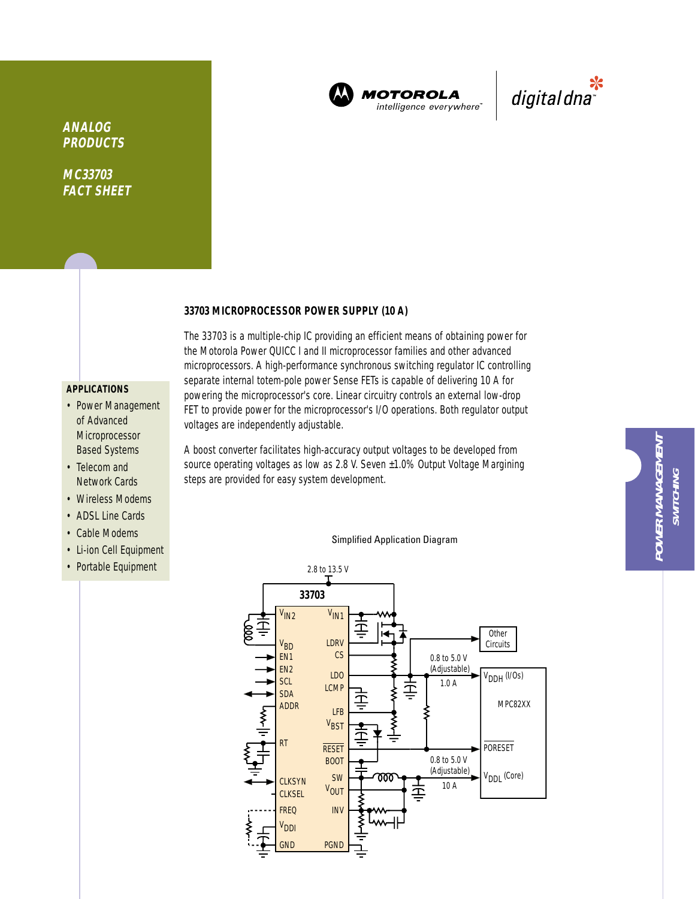**ANALOG PRODUCTS**

**MC33703 FACT SHEET**

MOTOROLA
intelligence everywhere™

digital dna™

## 33703 MICROPROCESSOR POWER SUPPLY (10 A)

The 33703 is a multiple-chip IC providing an efficient means of obtaining power for the Motorola Power QUICC I and II microprocessor families and other advanced microprocessors. A high-performance synchronous switching regulator IC controlling separate internal totem-pole power Sense FETs is capable of delivering 10 A for powering the microprocessor's core. Linear circuitry controls an external low-drop FET to provide power for the microprocessor's I/O operations. Both regulator output voltages are independently adjustable.

A boost converter facilitates high-accuracy output voltages to be developed from source operating voltages as low as 2.8 V. Seven ±1.0% Output Voltage Margining steps are provided for easy system development.

### APPLICATIONS

- Power Management of Advanced Microprocessor Based Systems
- Telecom and Network Cards
- Wireless Modems
- ADSL Line Cards
- Cable Modems
- Li-ion Cell Equipment
- Portable Equipment

**POWER MANAGEMENT**
**SWITCHING**

Simplified Application Diagram

2.8 to 13.5 V

33703

$V_{IN2}$, $V_{BD}$, EN1, EN2, SCL, SDA, ADDR, RT, CLKSYN, CLKSEL, FREQ, $V_{DDI}$, GND, $V_{IN1}$, LDRV, CS, LDO, LCMP, LFB, $V_{BST}$, RESET, BOOT, SW, $V_{OUT}$, INV, PGND

Other Circuits

0.8 to 5.0 V (Adjustable) 1.0 A

$V_{DDH}$ (I/Os)

MPC82XX

PORESET

0.8 to 5.0 V (Adjustable) 10 A

$V_{DDL}$ (Core)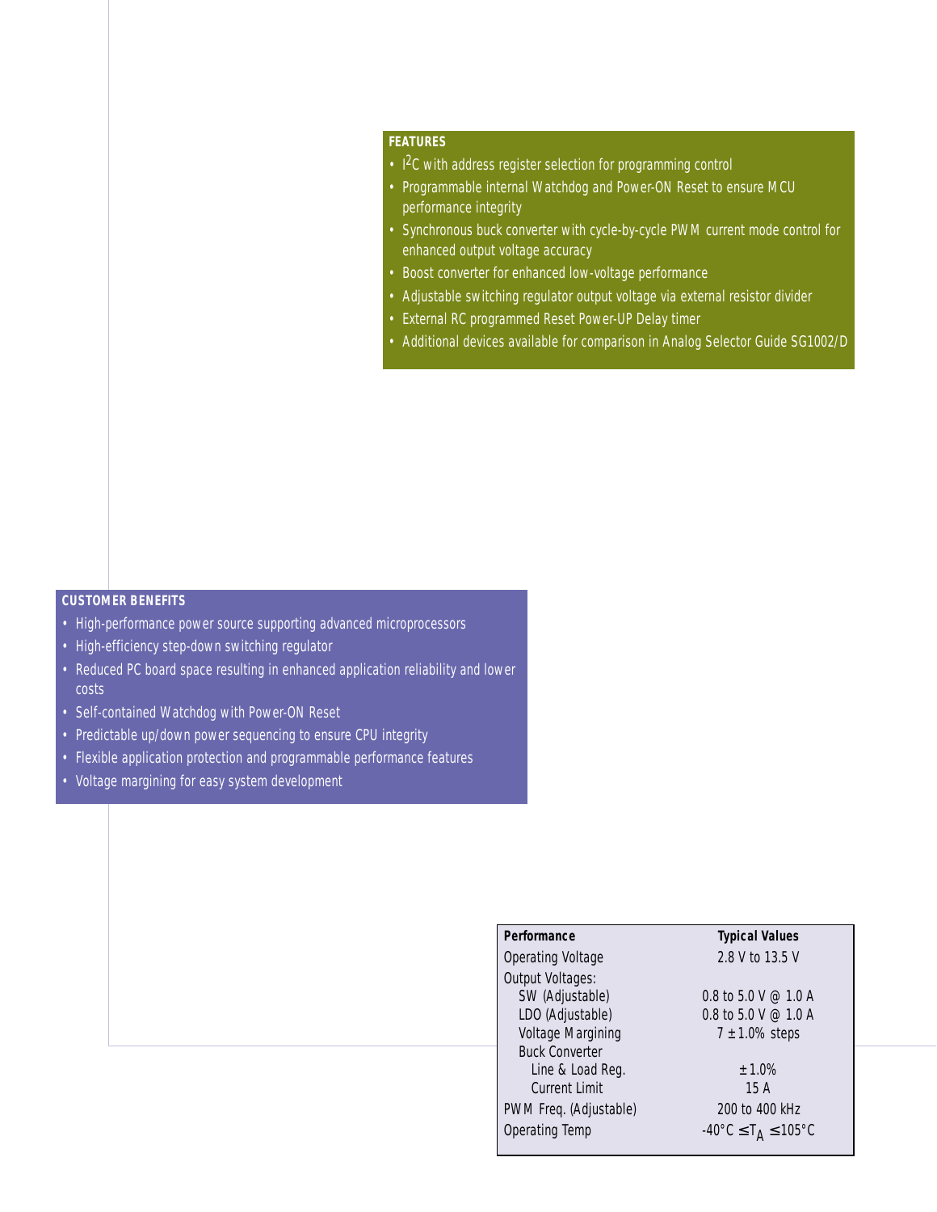## FEATURES

- $I^2C$ with address register selection for programming control
- Programmable internal Watchdog and Power-ON Reset to ensure MCU performance integrity
- Synchronous buck converter with cycle-by-cycle PWM current mode control for enhanced output voltage accuracy
- Boost converter for enhanced low-voltage performance
- Adjustable switching regulator output voltage via external resistor divider
- External RC programmed Reset Power-UP Delay timer
- Additional devices available for comparison in Analog Selector Guide SG1002/D

## CUSTOMER BENEFITS

- High-performance power source supporting advanced microprocessors
- High-efficiency step-down switching regulator
- Reduced PC board space resulting in enhanced application reliability and lower costs
- Self-contained Watchdog with Power-ON Reset
- Predictable up/down power sequencing to ensure CPU integrity
- Flexible application protection and programmable performance features
- Voltage margining for easy system development

| Performance | Typical Values |
|---|---|
| Operating Voltage | 2.8 V to 13.5 V |
| Output Voltages: | |
| SW (Adjustable) | 0.8 to 5.0 V @ 1.0 A |
| LDO (Adjustable) | 0.8 to 5.0 V @ 1.0 A |
| Voltage Margining | 7 ±1.0% steps |
| Buck Converter | |
| Line & Load Reg. | ±1.0% |
| Current Limit | 15 A |
| PWM Freq. (Adjustable) | 200 to 400 kHz |
| Operating Temp | $-40°C \leq T_A \leq 105°C$ |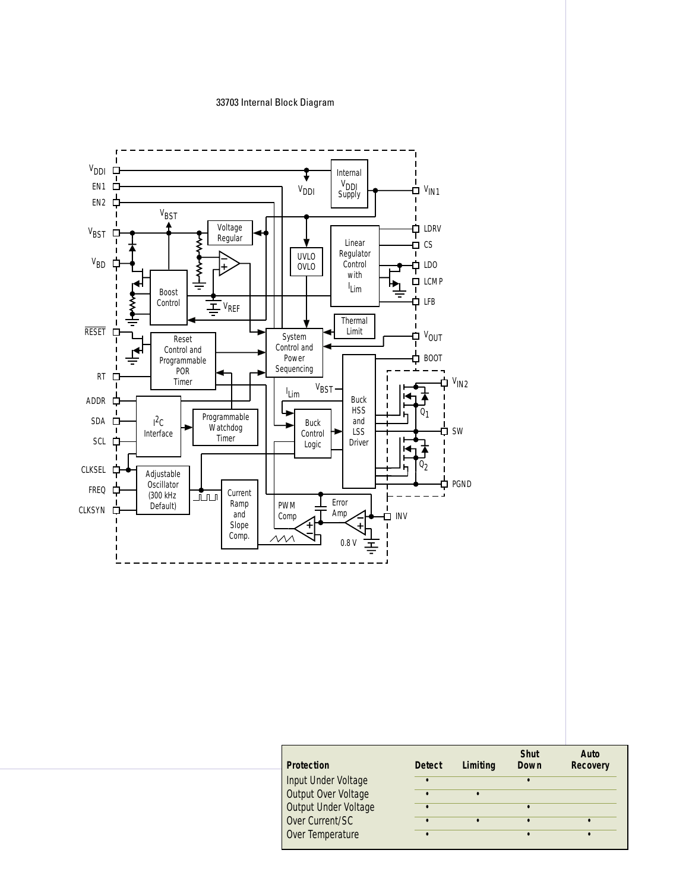33703 Internal Block Diagram

| Protection | Detect | Limiting | Shut Down | Auto Recovery |
|---|---|---|---|---|
| Input Under Voltage | • | | • | |
| Output Over Voltage | • | • | | |
| Output Under Voltage | • | | • | |
| Over Current/SC | • | • | • | • |
| Over Temperature | • | | • | • |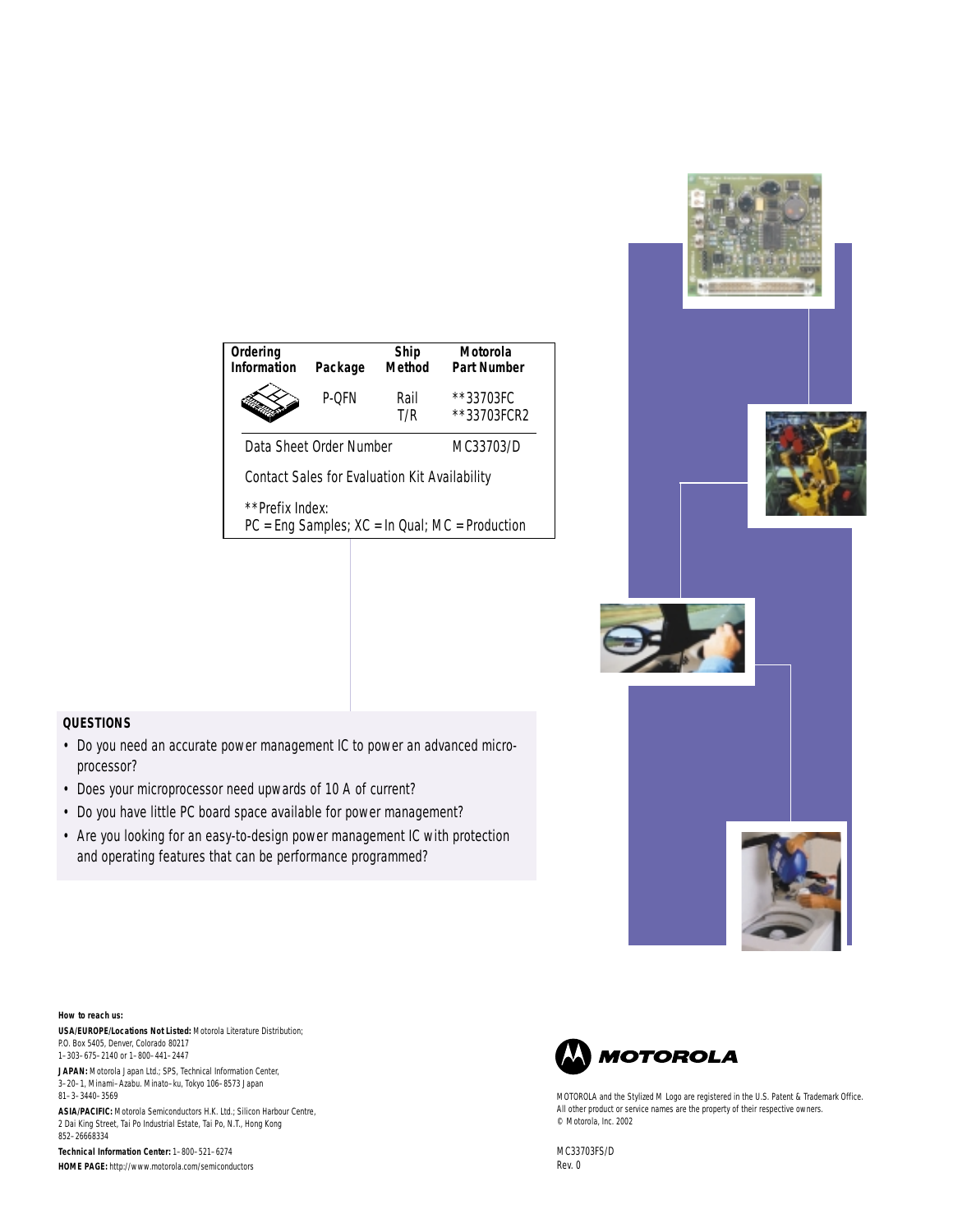| Ordering Information | Package | Ship Method | Motorola Part Number |
|---|---|---|---|
| | P-QFN | Rail | **33703FC |
| | | T/R | **33703FCR2 |
| Data Sheet Order Number | | | MC33703/D |
| Contact Sales for Evaluation Kit Availability | | | |
| **Prefix Index: PC = Eng Samples; XC = In Qual; MC = Production | | | |

**QUESTIONS**

- Do you need an accurate power management IC to power an advanced microprocessor?
- Does your microprocessor need upwards of 10 A of current?
- Do you have little PC board space available for power management?
- Are you looking for an easy-to-design power management IC with protection and operating features that can be performance programmed?

**How to reach us:**

**USA/EUROPE/Locations Not Listed:** Motorola Literature Distribution; P.O. Box 5405, Denver, Colorado 80217
1–303–675–2140 or 1–800–441–2447

**JAPAN:** Motorola Japan Ltd.; SPS, Technical Information Center, 3–20–1, Minami–Azabu. Minato–ku, Tokyo 106–8573 Japan
81–3–3440–3569

**ASIA/PACIFIC:** Motorola Semiconductors H.K. Ltd.; Silicon Harbour Centre, 2 Dai King Street, Tai Po Industrial Estate, Tai Po, N.T., Hong Kong
852–26668334

**Technical Information Center:** 1–800–521–6274

**HOME PAGE:** http://www.motorola.com/semiconductors

MOTOROLA

MOTOROLA and the Stylized M Logo are registered in the U.S. Patent & Trademark Office. All other product or service names are the property of their respective owners.
© Motorola, Inc. 2002

MC33703FS/D
Rev. 0